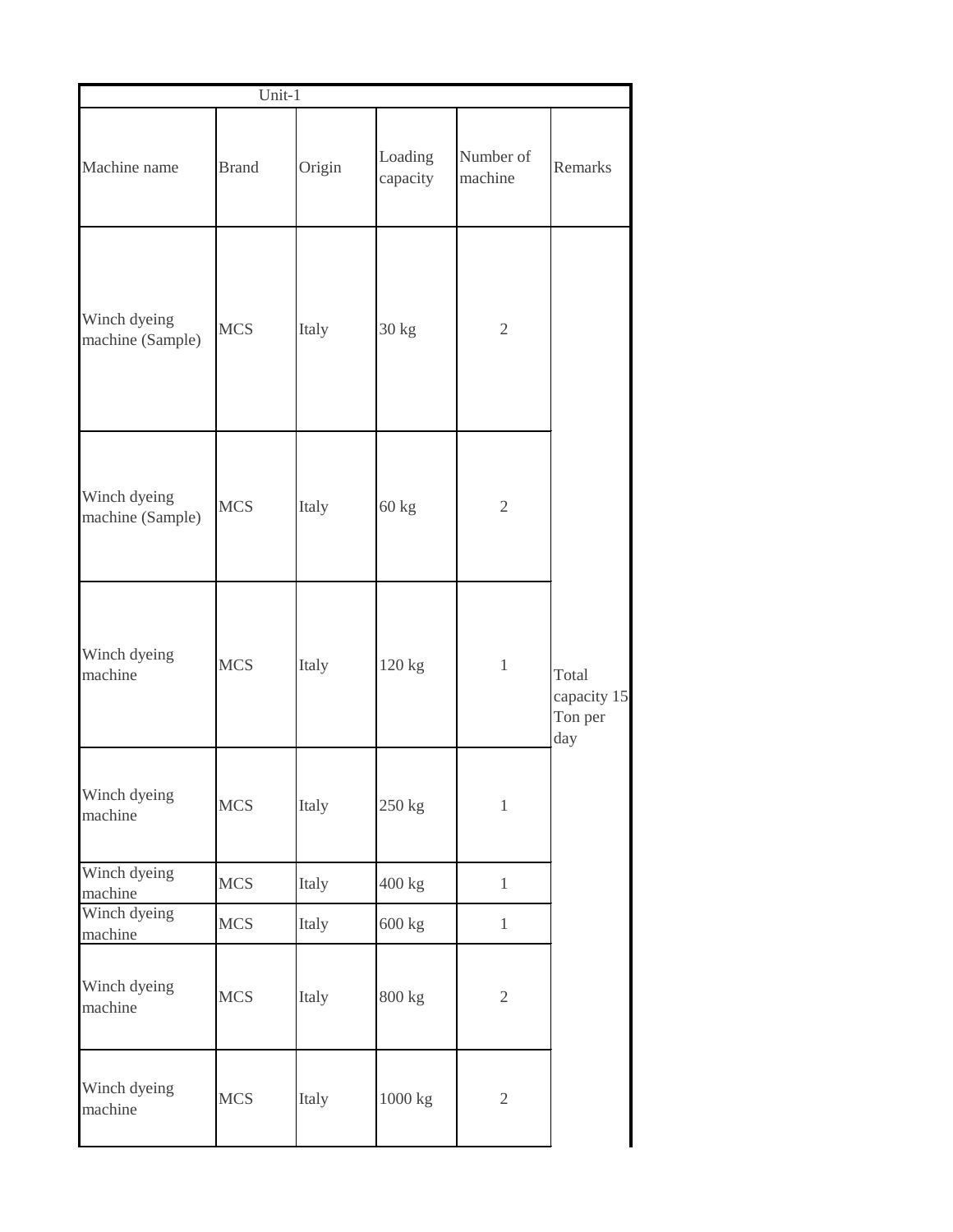| Unit-1 | | | | | |
|---|---|---|---|---|---|
| Machine name | Brand | Origin | Loading capacity | Number of machine | Remarks |
| Winch dyeing machine (Sample) | MCS | Italy | 30 kg | 2 | Total capacity 15 Ton per day |
| Winch dyeing machine (Sample) | MCS | Italy | 60 kg | 2 | |
| Winch dyeing machine | MCS | Italy | 120 kg | 1 | |
| Winch dyeing machine | MCS | Italy | 250 kg | 1 | |
| Winch dyeing machine | MCS | Italy | 400 kg | 1 | |
| Winch dyeing machine | MCS | Italy | 600 kg | 1 | |
| Winch dyeing machine | MCS | Italy | 800 kg | 2 | |
| Winch dyeing machine | MCS | Italy | 1000 kg | 2 | |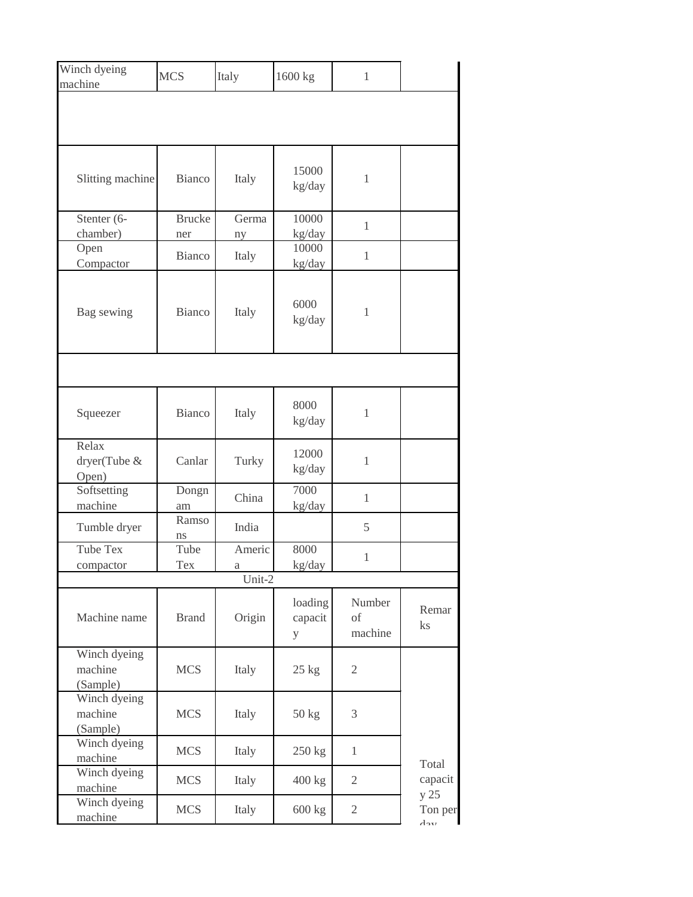| | | | | | |
|---|---|---|---|---|---|
| Winch dyeing machine | MCS | Italy | 1600 kg | 1 | |
| | | | | | |
| Slitting machine | Bianco | Italy | 15000 kg/day | 1 | |
| Stenter (6-chamber) | Bruckener | Germany | 10000 kg/day | 1 | |
| Open Compactor | Bianco | Italy | 10000 kg/day | 1 | |
| Bag sewing | Bianco | Italy | 6000 kg/day | 1 | |
| | | | | | |
| Squeezer | Bianco | Italy | 8000 kg/day | 1 | |
| Relax dryer(Tube & Open) | Canlar | Turky | 12000 kg/day | 1 | |
| Softsetting machine | Dongnam | China | 7000 kg/day | 1 | |
| Tumble dryer | Ramsons | India | | 5 | |
| Tube Tex compactor | Tube Tex | America | 8000 kg/day | 1 | |

Unit-2

| Machine name | Brand | Origin | loading capacity | Number of machine | Remarks |
|---|---|---|---|---|---|
| Winch dyeing machine (Sample) | MCS | Italy | 25 kg | 2 | Total capacity 25 Ton per day |
| Winch dyeing machine (Sample) | MCS | Italy | 50 kg | 3 | |
| Winch dyeing machine | MCS | Italy | 250 kg | 1 | |
| Winch dyeing machine | MCS | Italy | 400 kg | 2 | |
| Winch dyeing machine | MCS | Italy | 600 kg | 2 | |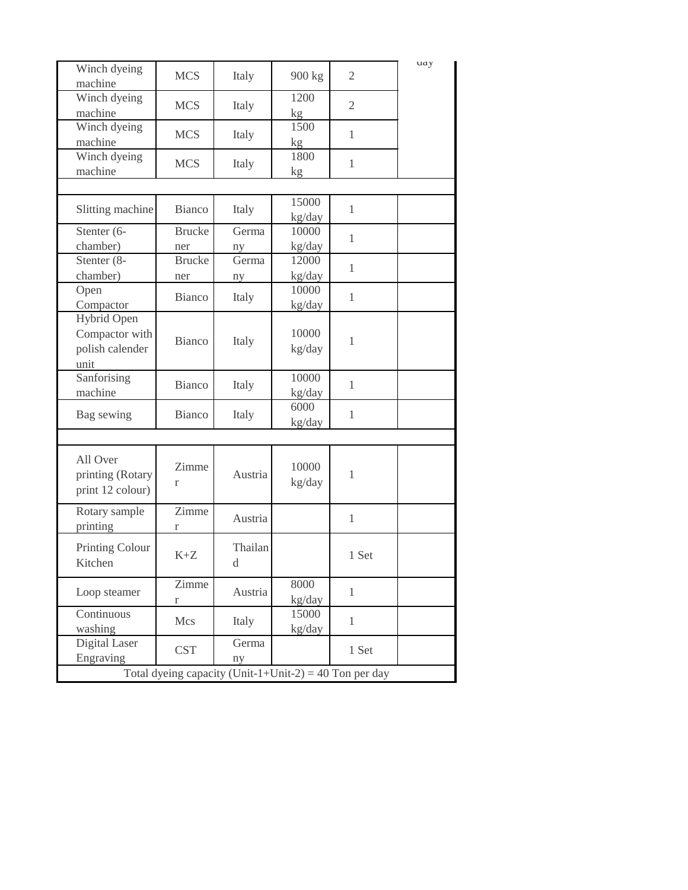| | | | | | |
|---|---|---|---|---|---|
| Winch dyeing machine | MCS | Italy | 900 kg | 2 | day |
| Winch dyeing machine | MCS | Italy | 1200 kg | 2 | |
| Winch dyeing machine | MCS | Italy | 1500 kg | 1 | |
| Winch dyeing machine | MCS | Italy | 1800 kg | 1 | |
| | | | | | |
| Slitting machine | Bianco | Italy | 15000 kg/day | 1 | |
| Stenter (6-chamber) | Bruckener | Germany | 10000 kg/day | 1 | |
| Stenter (8-chamber) | Bruckener | Germany | 12000 kg/day | 1 | |
| Open Compactor | Bianco | Italy | 10000 kg/day | 1 | |
| Hybrid Open Compactor with polish calender unit | Bianco | Italy | 10000 kg/day | 1 | |
| Sanforising machine | Bianco | Italy | 10000 kg/day | 1 | |
| Bag sewing | Bianco | Italy | 6000 kg/day | 1 | |
| | | | | | |
| All Over printing (Rotary print 12 colour) | Zimmer | Austria | 10000 kg/day | 1 | |
| Rotary sample printing | Zimmer | Austria | | 1 | |
| Printing Colour Kitchen | K+Z | Thailand | | 1 Set | |
| Loop steamer | Zimmer | Austria | 8000 kg/day | 1 | |
| Continuous washing | Mcs | Italy | 15000 kg/day | 1 | |
| Digital Laser Engraving | CST | Germany | | 1 Set | |
| Total dyeing capacity (Unit-1+Unit-2) = 40 Ton per day | | | | | |